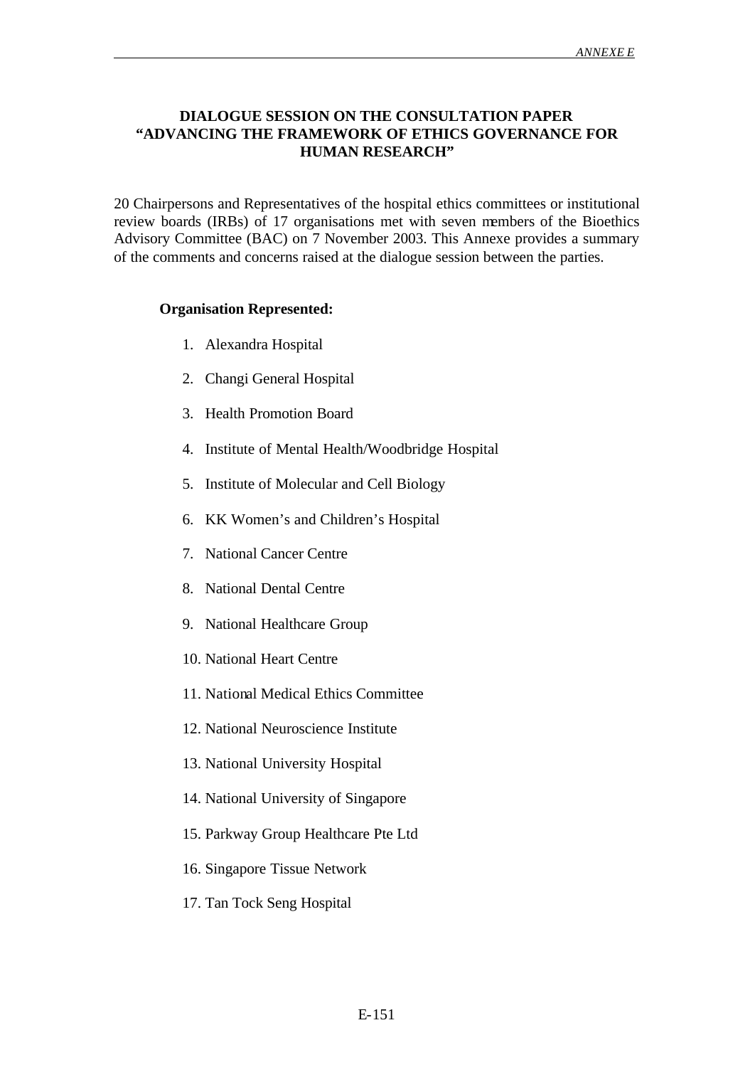# DIALOGUE SESSION ON THE CONSULTATION PAPER "ADVANCING THE FRAMEWORK OF ETHICS GOVERNANCE FOR HUMAN RESEARCH"

20 Chairpersons and Representatives of the hospital ethics committees or institutional review boards (IRBs) of 17 organisations met with seven members of the Bioethics Advisory Committee (BAC) on 7 November 2003. This Annexe provides a summary of the comments and concerns raised at the dialogue session between the parties.

**Organisation Represented:**

1. Alexandra Hospital
2. Changi General Hospital
3. Health Promotion Board
4. Institute of Mental Health/Woodbridge Hospital
5. Institute of Molecular and Cell Biology
6. KK Women's and Children's Hospital
7. National Cancer Centre
8. National Dental Centre
9. National Healthcare Group
10. National Heart Centre
11. National Medical Ethics Committee
12. National Neuroscience Institute
13. National University Hospital
14. National University of Singapore
15. Parkway Group Healthcare Pte Ltd
16. Singapore Tissue Network
17. Tan Tock Seng Hospital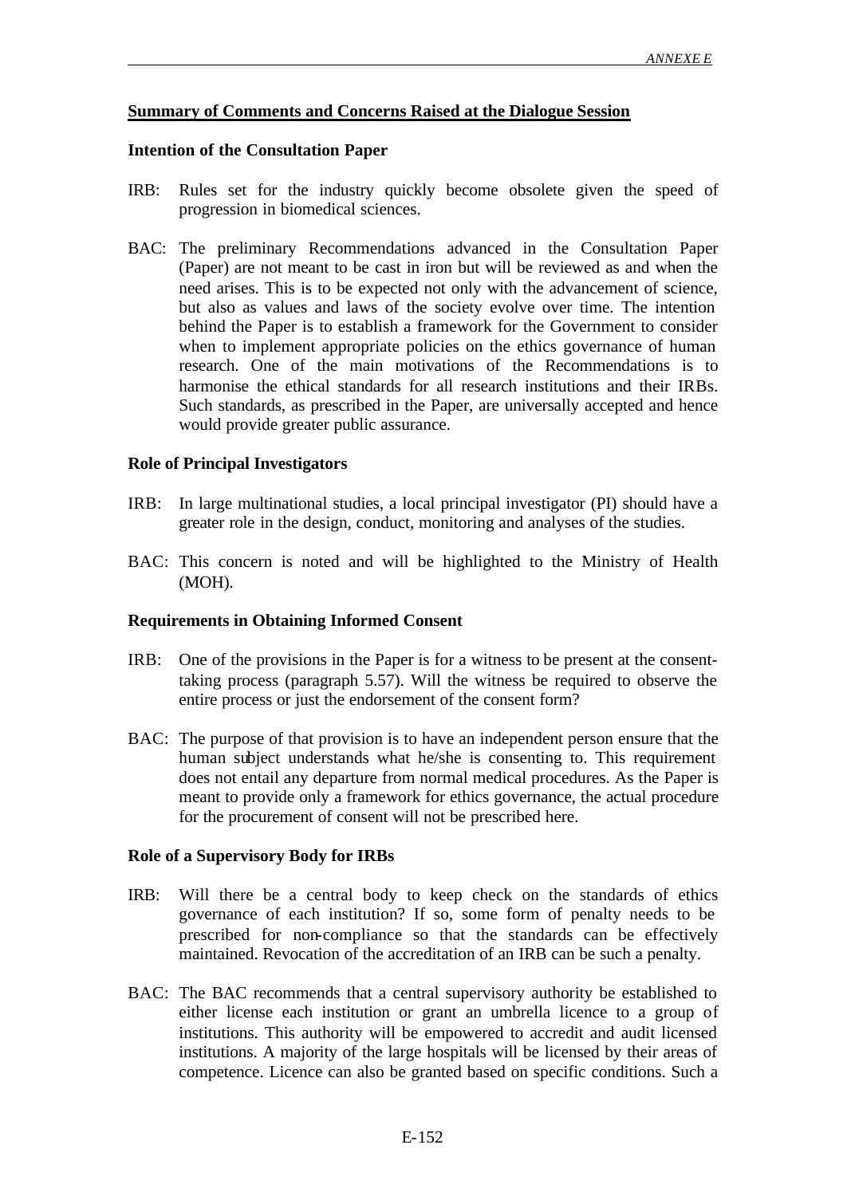## Summary of Comments and Concerns Raised at the Dialogue Session

### Intention of the Consultation Paper

IRB: Rules set for the industry quickly become obsolete given the speed of progression in biomedical sciences.

BAC: The preliminary Recommendations advanced in the Consultation Paper (Paper) are not meant to be cast in iron but will be reviewed as and when the need arises. This is to be expected not only with the advancement of science, but also as values and laws of the society evolve over time. The intention behind the Paper is to establish a framework for the Government to consider when to implement appropriate policies on the ethics governance of human research. One of the main motivations of the Recommendations is to harmonise the ethical standards for all research institutions and their IRBs. Such standards, as prescribed in the Paper, are universally accepted and hence would provide greater public assurance.

### Role of Principal Investigators

IRB: In large multinational studies, a local principal investigator (PI) should have a greater role in the design, conduct, monitoring and analyses of the studies.

BAC: This concern is noted and will be highlighted to the Ministry of Health (MOH).

### Requirements in Obtaining Informed Consent

IRB: One of the provisions in the Paper is for a witness to be present at the consent-taking process (paragraph 5.57). Will the witness be required to observe the entire process or just the endorsement of the consent form?

BAC: The purpose of that provision is to have an independent person ensure that the human subject understands what he/she is consenting to. This requirement does not entail any departure from normal medical procedures. As the Paper is meant to provide only a framework for ethics governance, the actual procedure for the procurement of consent will not be prescribed here.

### Role of a Supervisory Body for IRBs

IRB: Will there be a central body to keep check on the standards of ethics governance of each institution? If so, some form of penalty needs to be prescribed for non-compliance so that the standards can be effectively maintained. Revocation of the accreditation of an IRB can be such a penalty.

BAC: The BAC recommends that a central supervisory authority be established to either license each institution or grant an umbrella licence to a group of institutions. This authority will be empowered to accredit and audit licensed institutions. A majority of the large hospitals will be licensed by their areas of competence. Licence can also be granted based on specific conditions. Such a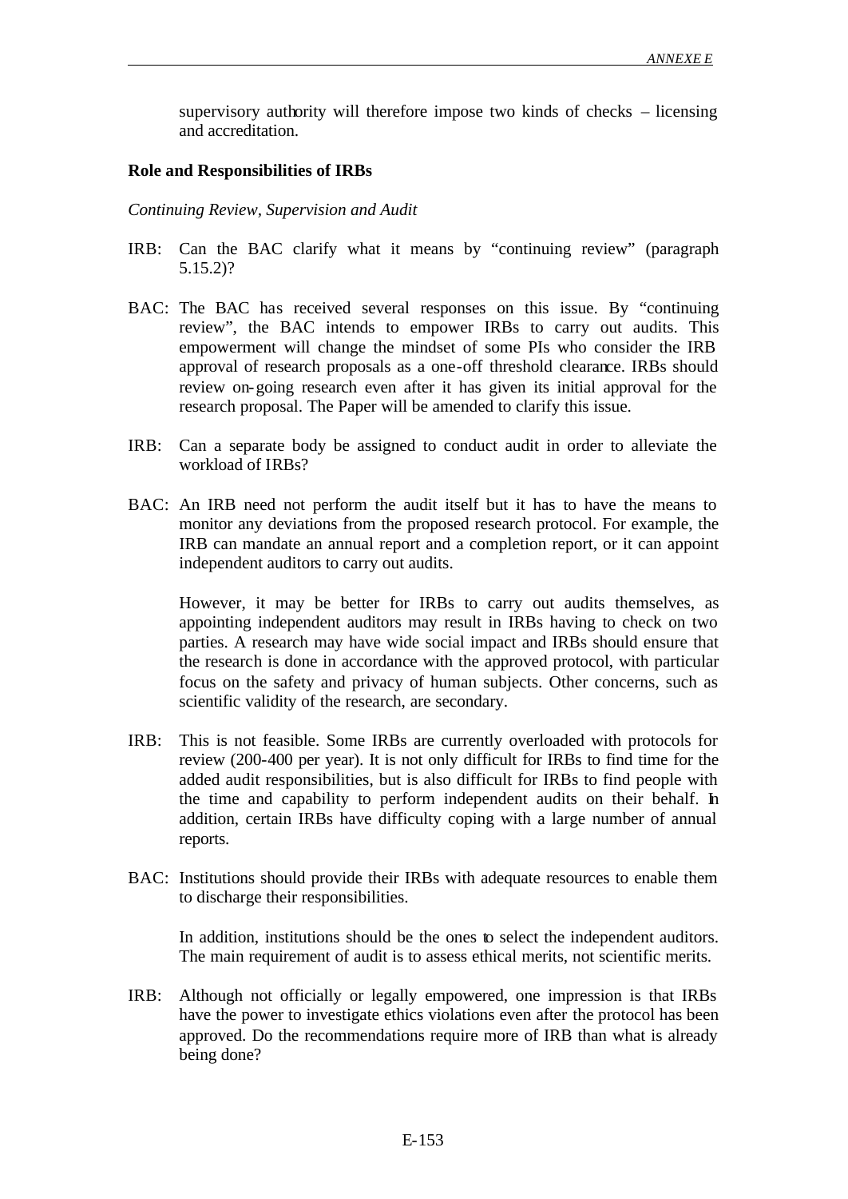supervisory authority will therefore impose two kinds of checks – licensing and accreditation.

**Role and Responsibilities of IRBs**

*Continuing Review, Supervision and Audit*

IRB: Can the BAC clarify what it means by "continuing review" (paragraph 5.15.2)?

BAC: The BAC has received several responses on this issue. By "continuing review", the BAC intends to empower IRBs to carry out audits. This empowerment will change the mindset of some PIs who consider the IRB approval of research proposals as a one-off threshold clearance. IRBs should review on-going research even after it has given its initial approval for the research proposal. The Paper will be amended to clarify this issue.

IRB: Can a separate body be assigned to conduct audit in order to alleviate the workload of IRBs?

BAC: An IRB need not perform the audit itself but it has to have the means to monitor any deviations from the proposed research protocol. For example, the IRB can mandate an annual report and a completion report, or it can appoint independent auditors to carry out audits.

However, it may be better for IRBs to carry out audits themselves, as appointing independent auditors may result in IRBs having to check on two parties. A research may have wide social impact and IRBs should ensure that the research is done in accordance with the approved protocol, with particular focus on the safety and privacy of human subjects. Other concerns, such as scientific validity of the research, are secondary.

IRB: This is not feasible. Some IRBs are currently overloaded with protocols for review (200-400 per year). It is not only difficult for IRBs to find time for the added audit responsibilities, but is also difficult for IRBs to find people with the time and capability to perform independent audits on their behalf. In addition, certain IRBs have difficulty coping with a large number of annual reports.

BAC: Institutions should provide their IRBs with adequate resources to enable them to discharge their responsibilities.

In addition, institutions should be the ones to select the independent auditors. The main requirement of audit is to assess ethical merits, not scientific merits.

IRB: Although not officially or legally empowered, one impression is that IRBs have the power to investigate ethics violations even after the protocol has been approved. Do the recommendations require more of IRB than what is already being done?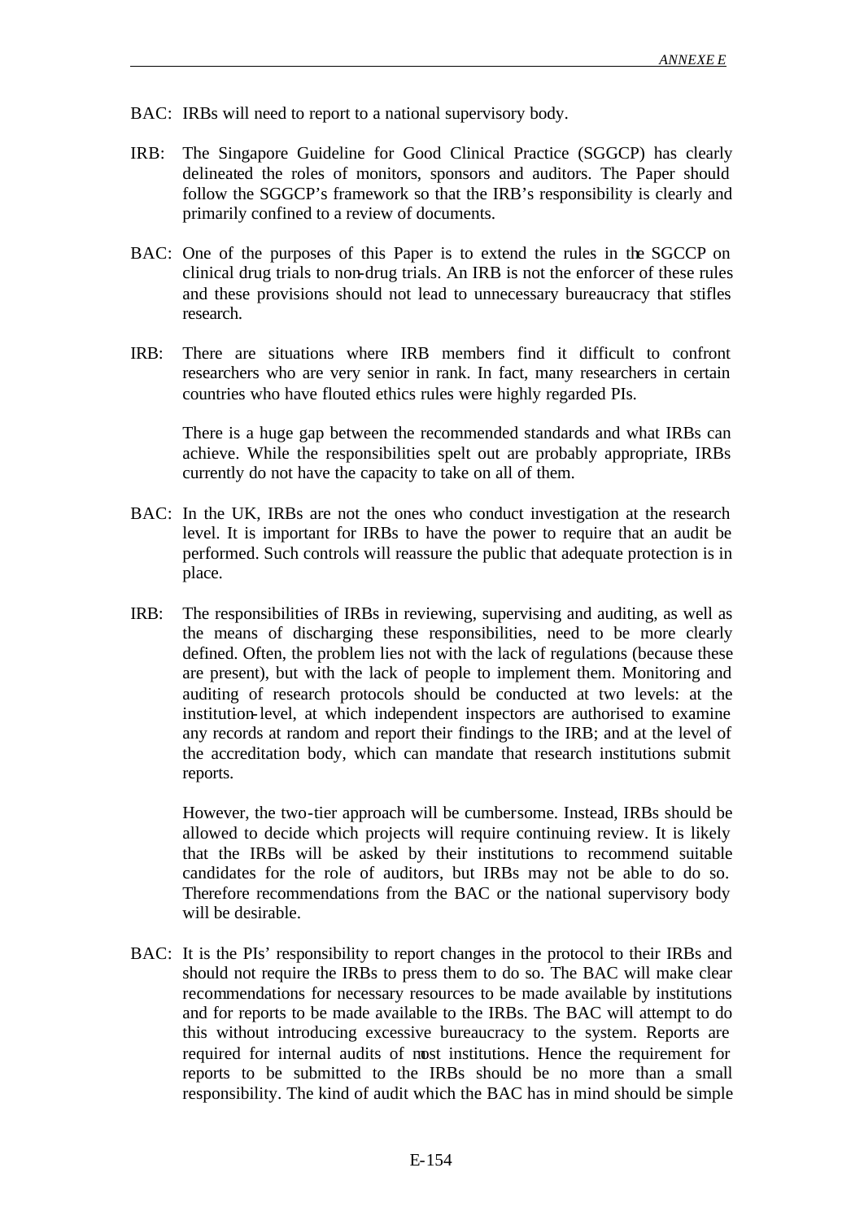BAC: IRBs will need to report to a national supervisory body.

IRB: The Singapore Guideline for Good Clinical Practice (SGGCP) has clearly delineated the roles of monitors, sponsors and auditors. The Paper should follow the SGGCP's framework so that the IRB's responsibility is clearly and primarily confined to a review of documents.

BAC: One of the purposes of this Paper is to extend the rules in the SGCCP on clinical drug trials to non-drug trials. An IRB is not the enforcer of these rules and these provisions should not lead to unnecessary bureaucracy that stifles research.

IRB: There are situations where IRB members find it difficult to confront researchers who are very senior in rank. In fact, many researchers in certain countries who have flouted ethics rules were highly regarded PIs.

There is a huge gap between the recommended standards and what IRBs can achieve. While the responsibilities spelt out are probably appropriate, IRBs currently do not have the capacity to take on all of them.

BAC: In the UK, IRBs are not the ones who conduct investigation at the research level. It is important for IRBs to have the power to require that an audit be performed. Such controls will reassure the public that adequate protection is in place.

IRB: The responsibilities of IRBs in reviewing, supervising and auditing, as well as the means of discharging these responsibilities, need to be more clearly defined. Often, the problem lies not with the lack of regulations (because these are present), but with the lack of people to implement them. Monitoring and auditing of research protocols should be conducted at two levels: at the institution-level, at which independent inspectors are authorised to examine any records at random and report their findings to the IRB; and at the level of the accreditation body, which can mandate that research institutions submit reports.

However, the two-tier approach will be cumbersome. Instead, IRBs should be allowed to decide which projects will require continuing review. It is likely that the IRBs will be asked by their institutions to recommend suitable candidates for the role of auditors, but IRBs may not be able to do so. Therefore recommendations from the BAC or the national supervisory body will be desirable.

BAC: It is the PIs' responsibility to report changes in the protocol to their IRBs and should not require the IRBs to press them to do so. The BAC will make clear recommendations for necessary resources to be made available by institutions and for reports to be made available to the IRBs. The BAC will attempt to do this without introducing excessive bureaucracy to the system. Reports are required for internal audits of most institutions. Hence the requirement for reports to be submitted to the IRBs should be no more than a small responsibility. The kind of audit which the BAC has in mind should be simple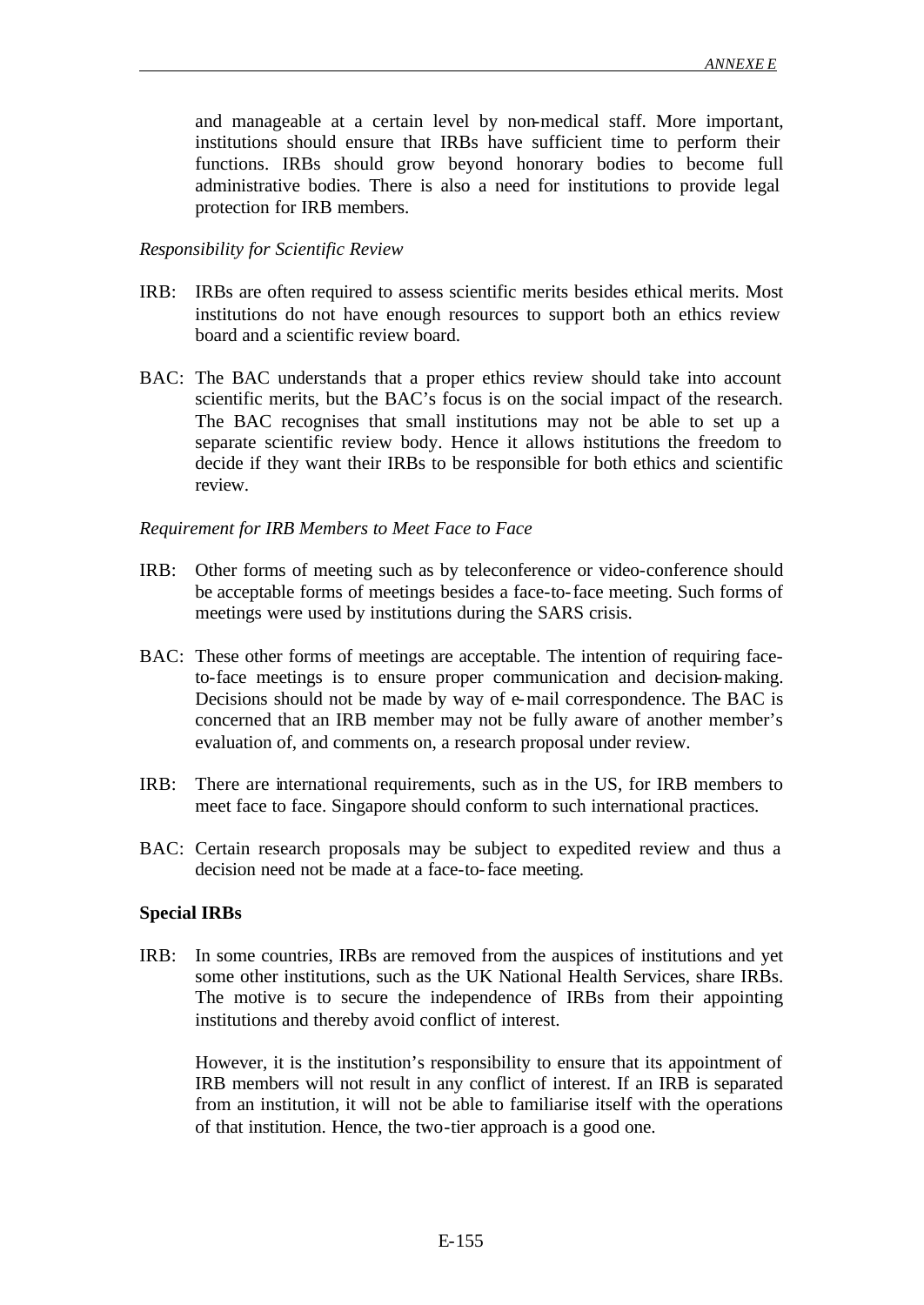and manageable at a certain level by non-medical staff. More important, institutions should ensure that IRBs have sufficient time to perform their functions. IRBs should grow beyond honorary bodies to become full administrative bodies. There is also a need for institutions to provide legal protection for IRB members.

*Responsibility for Scientific Review*

IRB: IRBs are often required to assess scientific merits besides ethical merits. Most institutions do not have enough resources to support both an ethics review board and a scientific review board.

BAC: The BAC understands that a proper ethics review should take into account scientific merits, but the BAC's focus is on the social impact of the research. The BAC recognises that small institutions may not be able to set up a separate scientific review body. Hence it allows institutions the freedom to decide if they want their IRBs to be responsible for both ethics and scientific review.

*Requirement for IRB Members to Meet Face to Face*

IRB: Other forms of meeting such as by teleconference or video-conference should be acceptable forms of meetings besides a face-to-face meeting. Such forms of meetings were used by institutions during the SARS crisis.

BAC: These other forms of meetings are acceptable. The intention of requiring face-to-face meetings is to ensure proper communication and decision-making. Decisions should not be made by way of e-mail correspondence. The BAC is concerned that an IRB member may not be fully aware of another member's evaluation of, and comments on, a research proposal under review.

IRB: There are international requirements, such as in the US, for IRB members to meet face to face. Singapore should conform to such international practices.

BAC: Certain research proposals may be subject to expedited review and thus a decision need not be made at a face-to-face meeting.

**Special IRBs**

IRB: In some countries, IRBs are removed from the auspices of institutions and yet some other institutions, such as the UK National Health Services, share IRBs. The motive is to secure the independence of IRBs from their appointing institutions and thereby avoid conflict of interest.

However, it is the institution's responsibility to ensure that its appointment of IRB members will not result in any conflict of interest. If an IRB is separated from an institution, it will not be able to familiarise itself with the operations of that institution. Hence, the two-tier approach is a good one.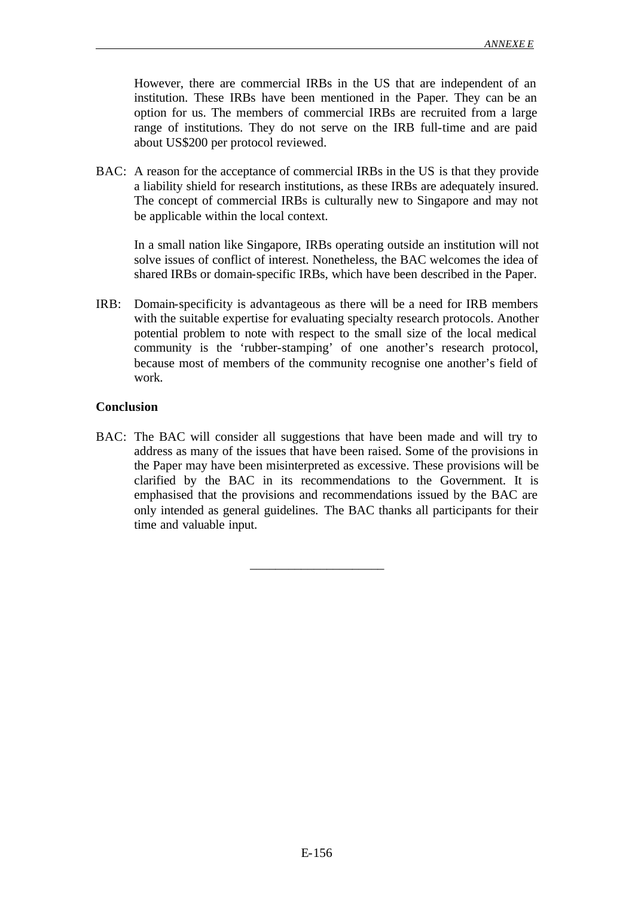However, there are commercial IRBs in the US that are independent of an institution. These IRBs have been mentioned in the Paper. They can be an option for us. The members of commercial IRBs are recruited from a large range of institutions. They do not serve on the IRB full-time and are paid about US$200 per protocol reviewed.

BAC: A reason for the acceptance of commercial IRBs in the US is that they provide a liability shield for research institutions, as these IRBs are adequately insured. The concept of commercial IRBs is culturally new to Singapore and may not be applicable within the local context.

In a small nation like Singapore, IRBs operating outside an institution will not solve issues of conflict of interest. Nonetheless, the BAC welcomes the idea of shared IRBs or domain-specific IRBs, which have been described in the Paper.

IRB: Domain-specificity is advantageous as there will be a need for IRB members with the suitable expertise for evaluating specialty research protocols. Another potential problem to note with respect to the small size of the local medical community is the 'rubber-stamping' of one another's research protocol, because most of members of the community recognise one another's field of work.

**Conclusion**

BAC: The BAC will consider all suggestions that have been made and will try to address as many of the issues that have been raised. Some of the provisions in the Paper may have been misinterpreted as excessive. These provisions will be clarified by the BAC in its recommendations to the Government. It is emphasised that the provisions and recommendations issued by the BAC are only intended as general guidelines. The BAC thanks all participants for their time and valuable input.

---